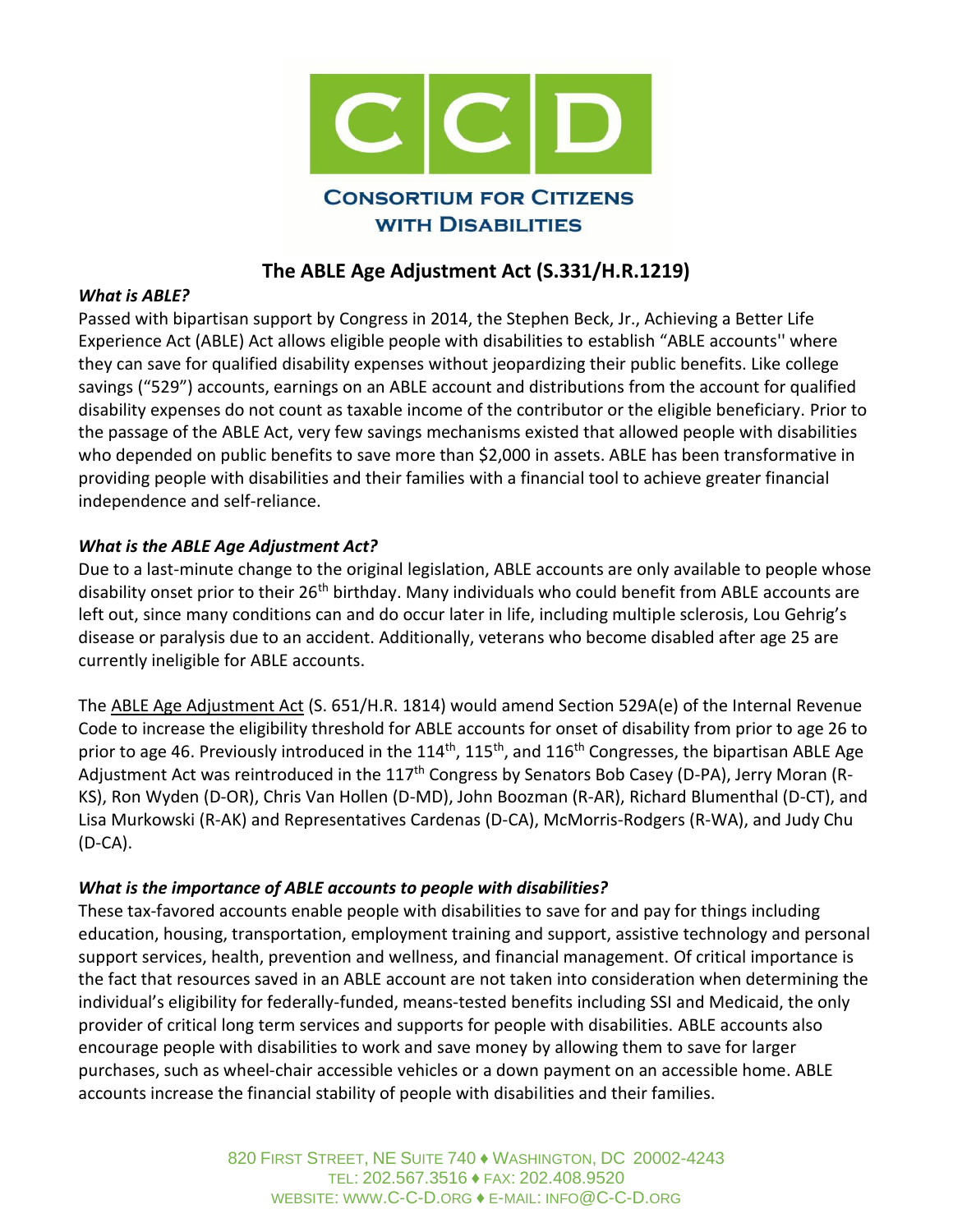# CONSORTIUM FOR CITIZENS WITH DISABILITIES

## The ABLE Age Adjustment Act (S.331/H.R.1219)

***What is ABLE?***

Passed with bipartisan support by Congress in 2014, the Stephen Beck, Jr., Achieving a Better Life Experience Act (ABLE) Act allows eligible people with disabilities to establish "ABLE accounts'' where they can save for qualified disability expenses without jeopardizing their public benefits. Like college savings ("529") accounts, earnings on an ABLE account and distributions from the account for qualified disability expenses do not count as taxable income of the contributor or the eligible beneficiary. Prior to the passage of the ABLE Act, very few savings mechanisms existed that allowed people with disabilities who depended on public benefits to save more than $2,000 in assets. ABLE has been transformative in providing people with disabilities and their families with a financial tool to achieve greater financial independence and self-reliance.

***What is the ABLE Age Adjustment Act?***

Due to a last-minute change to the original legislation, ABLE accounts are only available to people whose disability onset prior to their 26th birthday. Many individuals who could benefit from ABLE accounts are left out, since many conditions can and do occur later in life, including multiple sclerosis, Lou Gehrig's disease or paralysis due to an accident. Additionally, veterans who become disabled after age 25 are currently ineligible for ABLE accounts.

The ABLE Age Adjustment Act (S. 651/H.R. 1814) would amend Section 529A(e) of the Internal Revenue Code to increase the eligibility threshold for ABLE accounts for onset of disability from prior to age 26 to prior to age 46. Previously introduced in the 114th, 115th, and 116th Congresses, the bipartisan ABLE Age Adjustment Act was reintroduced in the 117th Congress by Senators Bob Casey (D-PA), Jerry Moran (R-KS), Ron Wyden (D-OR), Chris Van Hollen (D-MD), John Boozman (R-AR), Richard Blumenthal (D-CT), and Lisa Murkowski (R-AK) and Representatives Cardenas (D-CA), McMorris-Rodgers (R-WA), and Judy Chu (D-CA).

***What is the importance of ABLE accounts to people with disabilities?***

These tax-favored accounts enable people with disabilities to save for and pay for things including education, housing, transportation, employment training and support, assistive technology and personal support services, health, prevention and wellness, and financial management. Of critical importance is the fact that resources saved in an ABLE account are not taken into consideration when determining the individual's eligibility for federally-funded, means-tested benefits including SSI and Medicaid, the only provider of critical long term services and supports for people with disabilities. ABLE accounts also encourage people with disabilities to work and save money by allowing them to save for larger purchases, such as wheel-chair accessible vehicles or a down payment on an accessible home. ABLE accounts increase the financial stability of people with disabilities and their families.

820 First Street, NE Suite 740 ♦ Washington, DC 20002-4243
Tel: 202.567.3516 ♦ Fax: 202.408.9520
Website: www.c-c-d.org ♦ E-mail: info@c-c-d.org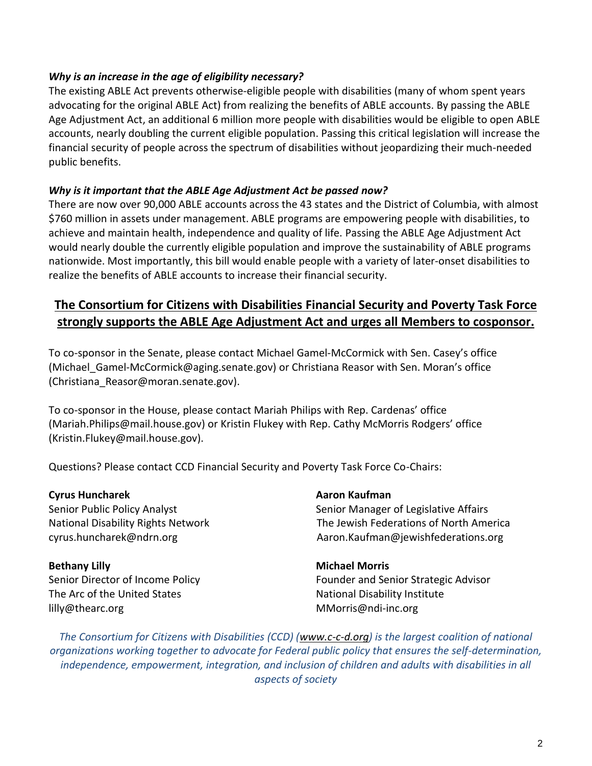***Why is an increase in the age of eligibility necessary?***

The existing ABLE Act prevents otherwise-eligible people with disabilities (many of whom spent years advocating for the original ABLE Act) from realizing the benefits of ABLE accounts. By passing the ABLE Age Adjustment Act, an additional 6 million more people with disabilities would be eligible to open ABLE accounts, nearly doubling the current eligible population. Passing this critical legislation will increase the financial security of people across the spectrum of disabilities without jeopardizing their much-needed public benefits.

***Why is it important that the ABLE Age Adjustment Act be passed now?***

There are now over 90,000 ABLE accounts across the 43 states and the District of Columbia, with almost $760 million in assets under management. ABLE programs are empowering people with disabilities, to achieve and maintain health, independence and quality of life. Passing the ABLE Age Adjustment Act would nearly double the currently eligible population and improve the sustainability of ABLE programs nationwide. Most importantly, this bill would enable people with a variety of later-onset disabilities to realize the benefits of ABLE accounts to increase their financial security.

## The Consortium for Citizens with Disabilities Financial Security and Poverty Task Force strongly supports the ABLE Age Adjustment Act and urges all Members to cosponsor.

To co-sponsor in the Senate, please contact Michael Gamel-McCormick with Sen. Casey's office (Michael_Gamel-McCormick@aging.senate.gov) or Christiana Reasor with Sen. Moran's office (Christiana_Reasor@moran.senate.gov).

To co-sponsor in the House, please contact Mariah Philips with Rep. Cardenas' office (Mariah.Philips@mail.house.gov) or Kristin Flukey with Rep. Cathy McMorris Rodgers' office (Kristin.Flukey@mail.house.gov).

Questions? Please contact CCD Financial Security and Poverty Task Force Co-Chairs:

**Cyrus Huncharek**
Senior Public Policy Analyst
National Disability Rights Network
cyrus.huncharek@ndrn.org

**Aaron Kaufman**
Senior Manager of Legislative Affairs
The Jewish Federations of North America
Aaron.Kaufman@jewishfederations.org

**Bethany Lilly**
Senior Director of Income Policy
The Arc of the United States
lilly@thearc.org

**Michael Morris**
Founder and Senior Strategic Advisor
National Disability Institute
MMorris@ndi-inc.org

*The Consortium for Citizens with Disabilities (CCD) (www.c-c-d.org) is the largest coalition of national organizations working together to advocate for Federal public policy that ensures the self-determination, independence, empowerment, integration, and inclusion of children and adults with disabilities in all aspects of society*